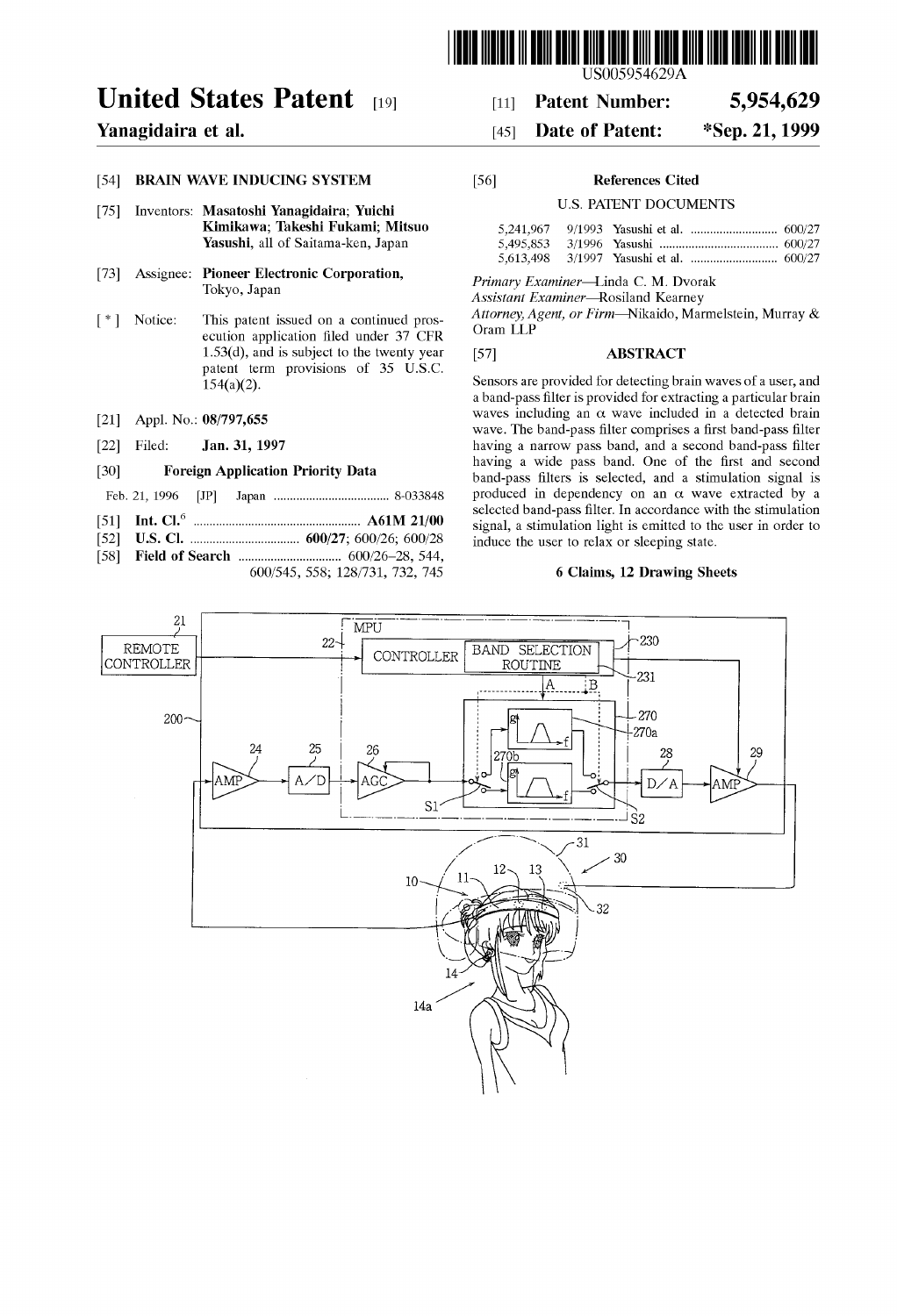# United States Patent [19]

**Yanagidaira et al.**

US005954629A

[11] **Patent Number: 5,954,629**

[45] **Date of Patent: *Sep. 21, 1999**

[54] **BRAIN WAVE INDUCING SYSTEM**

[75] Inventors: **Masatoshi Yanagidaira**; **Yuichi Kimikawa**; **Takeshi Fukami**; **Mitsuo Yasushi**, all of Saitama-ken, Japan

[73] Assignee: **Pioneer Electronic Corporation**, Tokyo, Japan

[ * ] Notice: This patent issued on a continued prosecution application filed under 37 CFR 1.53(d), and is subject to the twenty year patent term provisions of 35 U.S.C. 154(a)(2).

[21] Appl. No.: **08/797,655**

[22] Filed: **Jan. 31, 1997**

[30] **Foreign Application Priority Data**

Feb. 21, 1996 [JP] Japan .................................... 8-033848

[51] **Int. Cl.**[6] .................................................... **A61M 21/00**

[52] **U.S. Cl.** .................................. **600/27**; 600/26; 600/28

[58] **Field of Search** ................................ 600/26–28, 544, 600/545, 558; 128/731, 732, 745

[56] **References Cited**

U.S. PATENT DOCUMENTS

| | | | |
|---|---|---|---|
| 5,241,967 | 9/1993 | Yasushi et al. | 600/27 |
| 5,495,853 | 3/1996 | Yasushi | 600/27 |
| 5,613,498 | 3/1997 | Yasushi et al. | 600/27 |

*Primary Examiner*—Linda C. M. Dvorak
*Assistant Examiner*—Rosiland Kearney
*Attorney, Agent, or Firm*—Nikaido, Marmelstein, Murray & Oram LLP

[57] **ABSTRACT**

Sensors are provided for detecting brain waves of a user, and a band-pass filter is provided for extracting a particular brain waves including an α wave included in a detected brain wave. The band-pass filter comprises a first band-pass filter having a narrow pass band, and a second band-pass filter having a wide pass band. One of the first and second band-pass filters is selected, and a stimulation signal is produced in dependency on an α wave extracted by a selected band-pass filter. In accordance with the stimulation signal, a stimulation light is emitted to the user in order to induce the user to relax or sleeping state.

**6 Claims, 12 Drawing Sheets**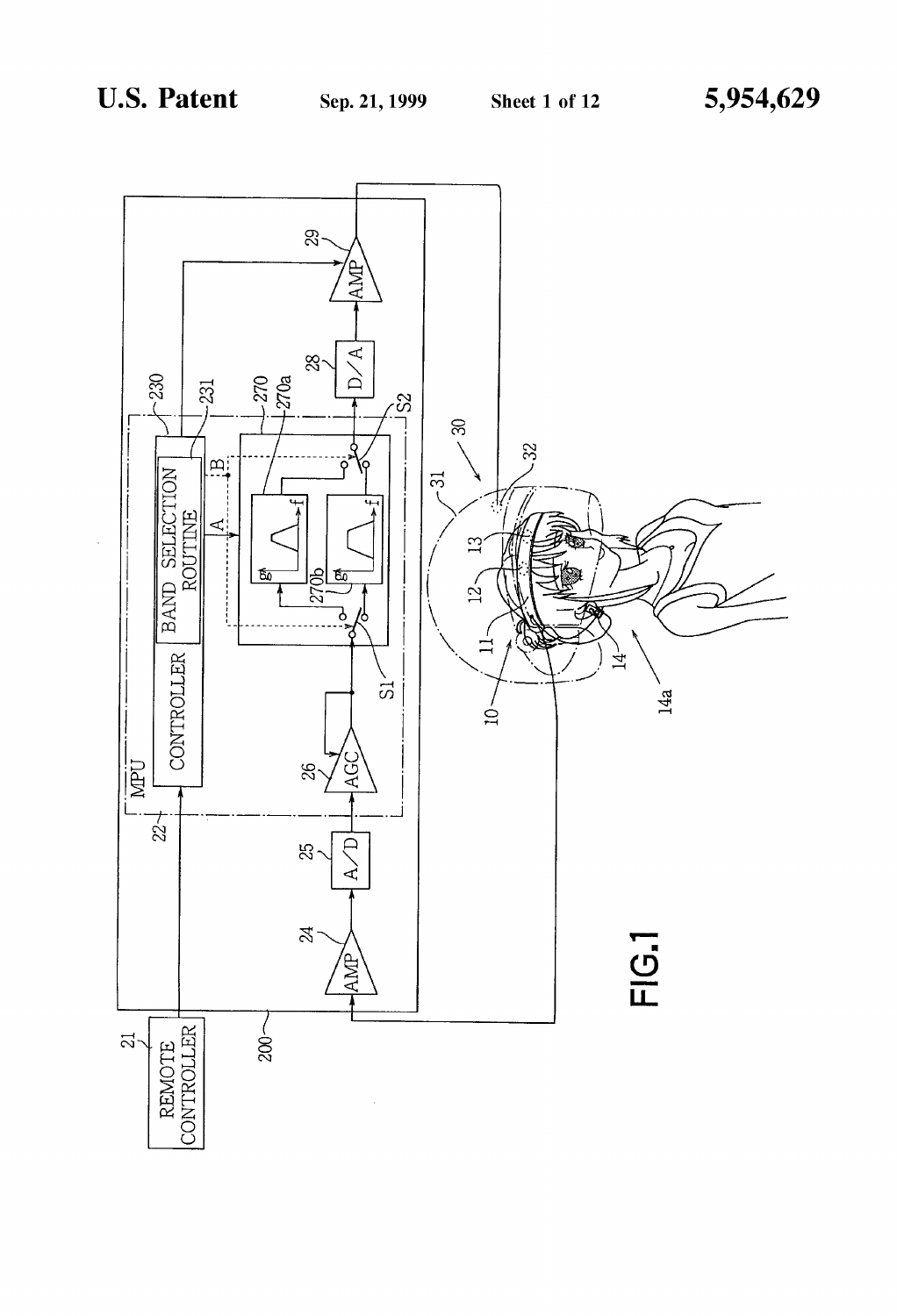FIG.1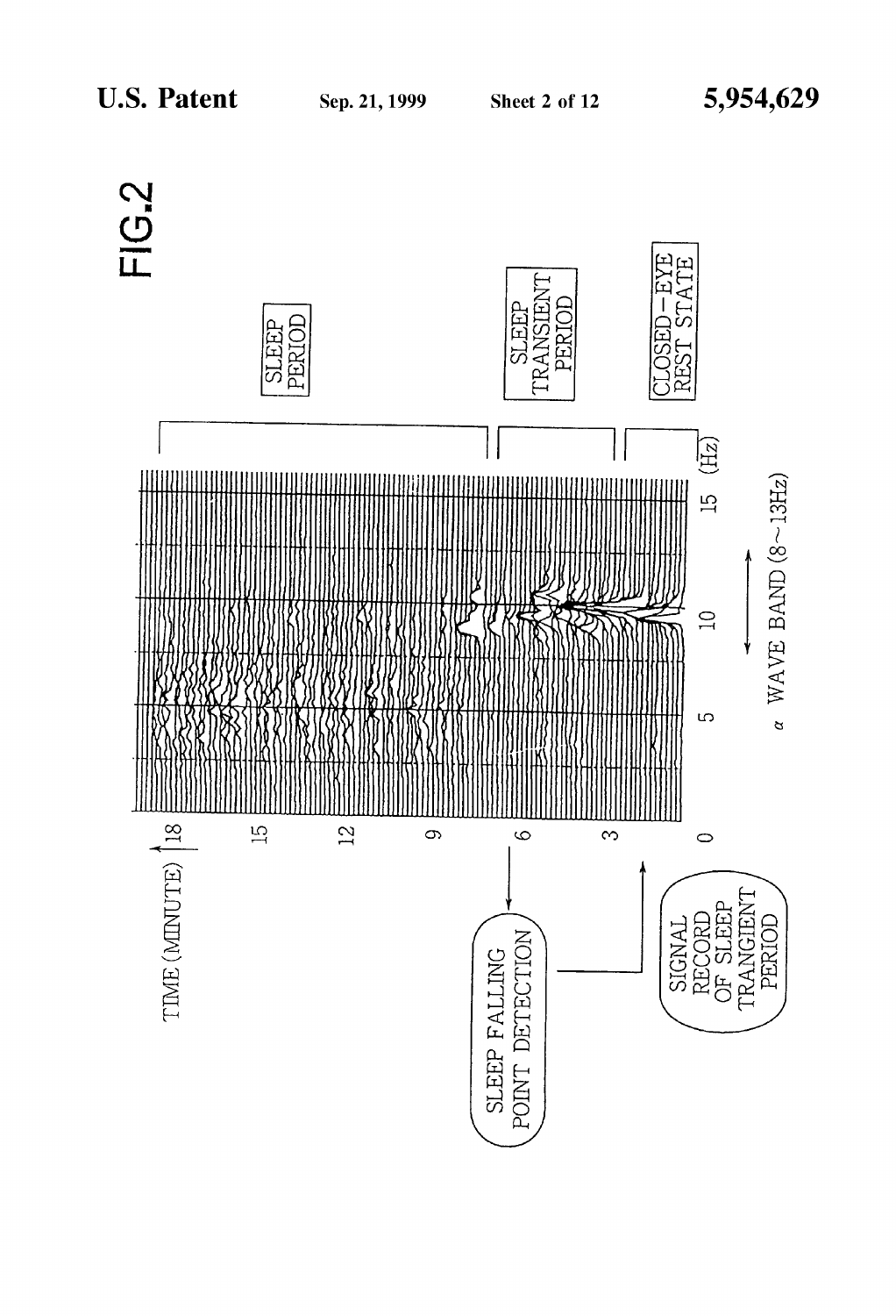FIG.2

SLEEP PERIOD

SLEEP TRANSIENT PERIOD

CLOSED-EYE REST STATE

TIME (MINUTE)

18

15

12

9

6

3

0

5

10

15

(Hz)

α WAVE BAND (8~13Hz)

SLEEP FALLING POINT DETECTION

SIGNAL RECORD OF SLEEP TRANGIENT PERIOD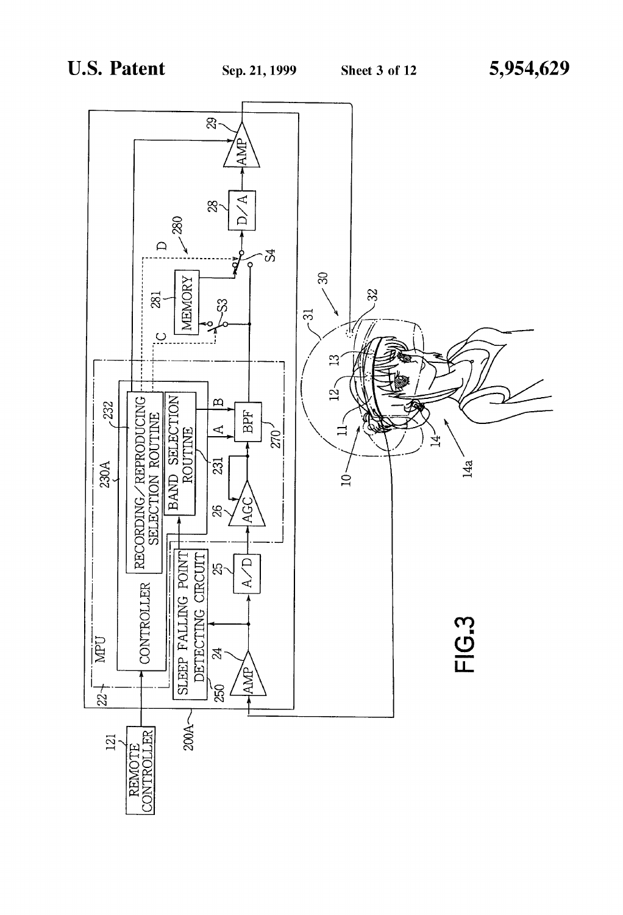FIG.3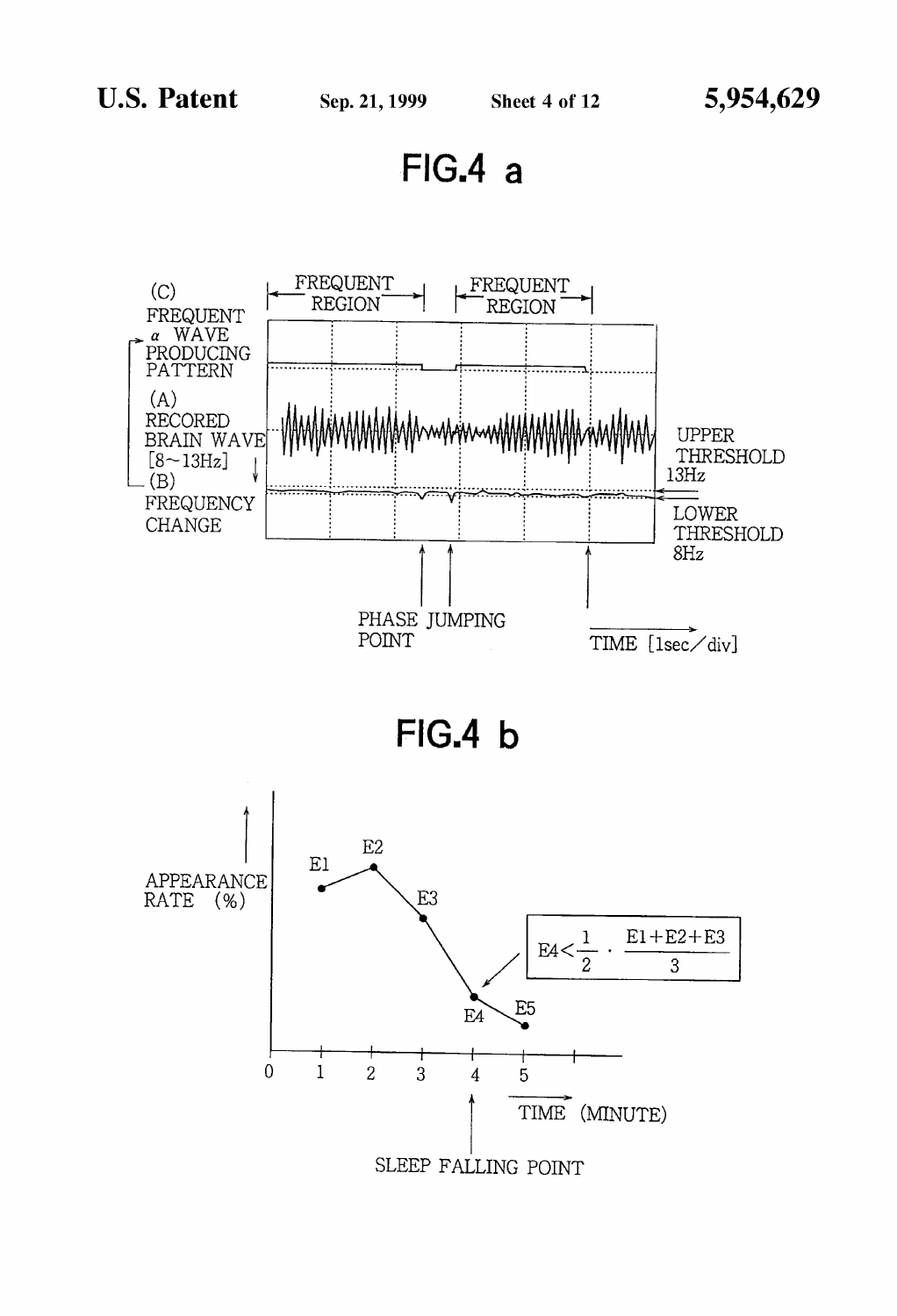# FIG.4 a

(C) FREQUENT α WAVE PRODUCING PATTERN

FREQUENT REGION

FREQUENT REGION

(A) RECORED BRAIN WAVE [8~13Hz]

(B) FREQUENCY CHANGE

UPPER THRESHOLD 13Hz

LOWER THRESHOLD 8Hz

PHASE JUMPING POINT

TIME [1sec/div]

# FIG.4 b

APPEARANCE RATE (%)

E1, E2, E3, E4, E5

$$E4 < \frac{1}{2} \cdot \frac{E1+E2+E3}{3}$$

0 1 2 3 4 5

TIME (MINUTE)

SLEEP FALLING POINT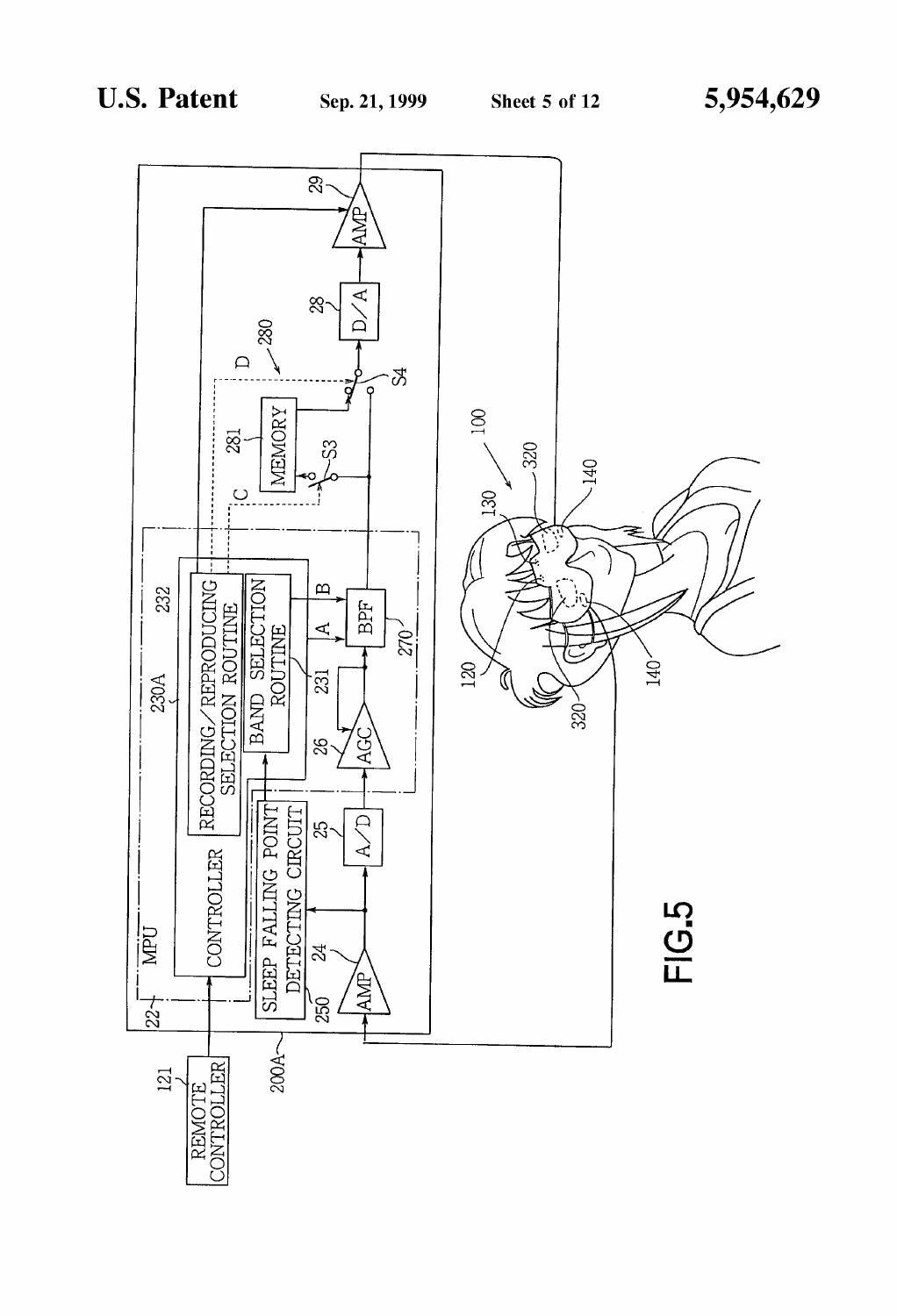FIG.5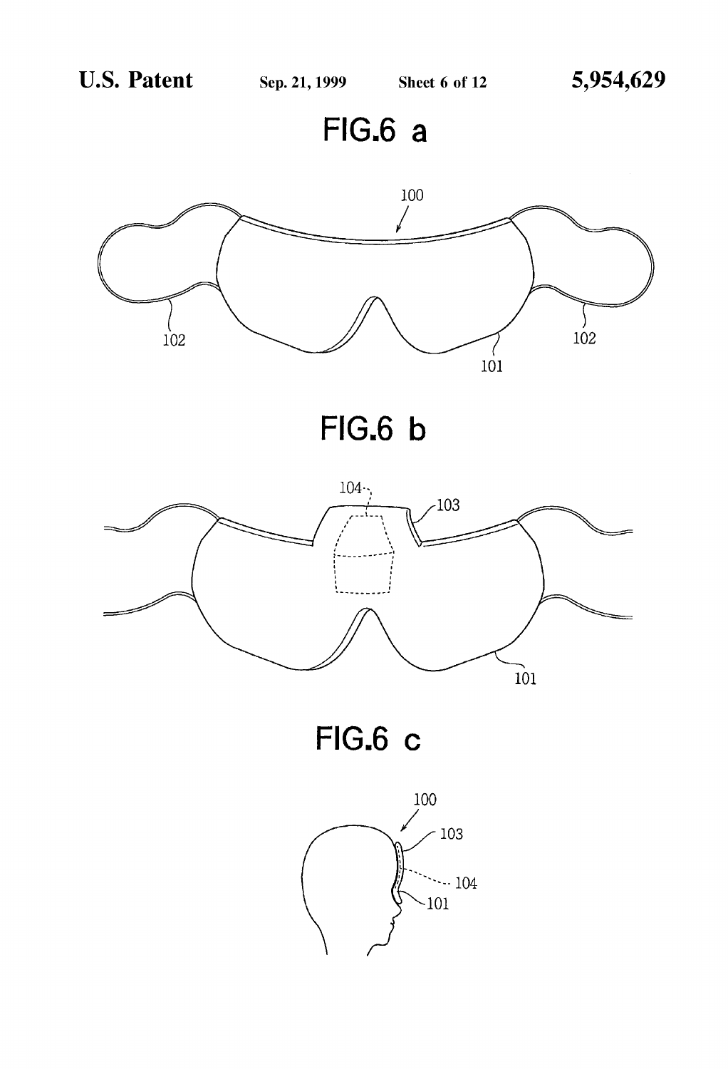FIG.6 a

100

102

102

101

FIG.6 b

104

103

101

FIG.6 c

100

103

104

101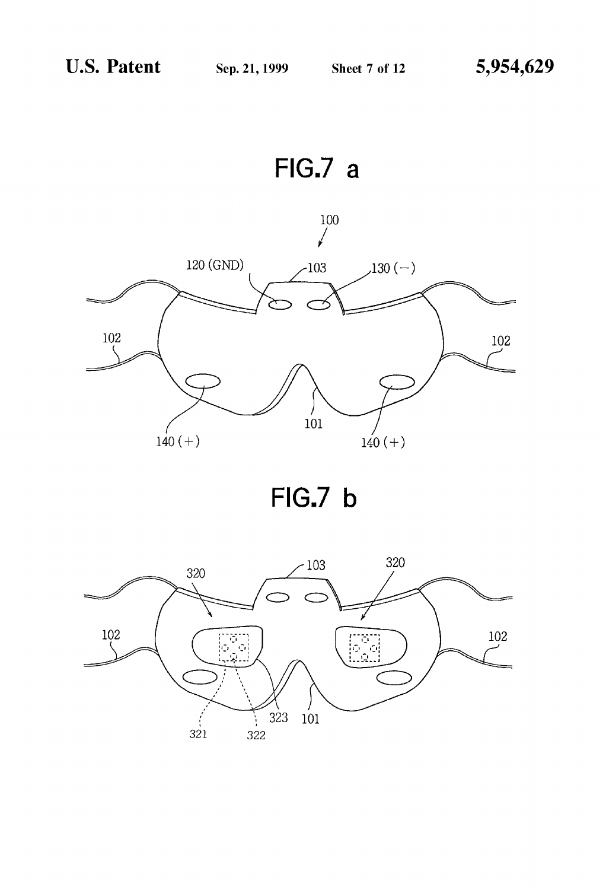FIG.7 a

100

120 (GND)

103

130 (−)

102

102

140 (+)

101

140 (+)

FIG.7 b

320

103

320

102

102

321

322

323

101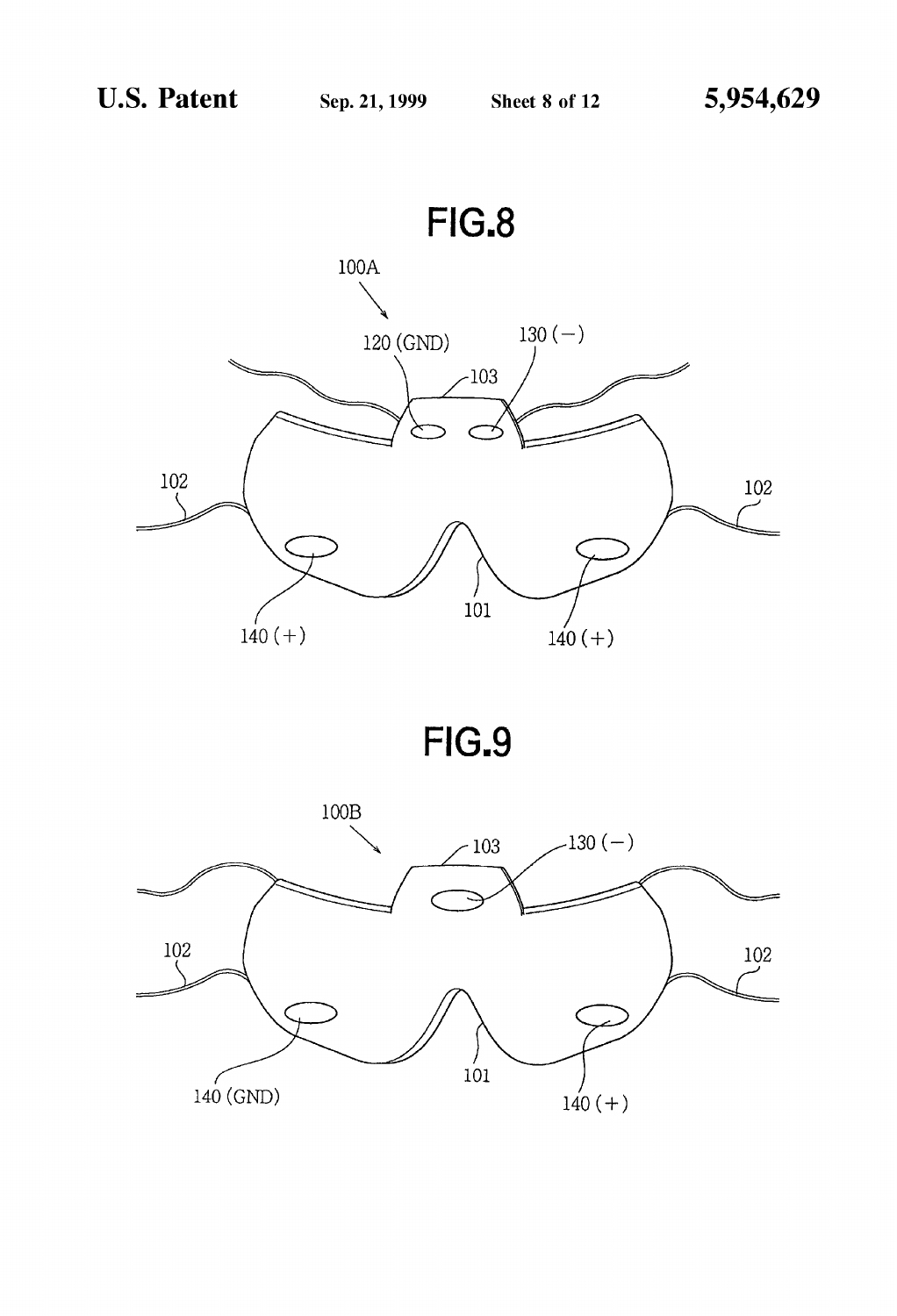**FIG.8**

100A

120 (GND)

130 (−)

103

102

102

140 (+)

101

140 (+)

**FIG.9**

100B

103

130 (−)

102

102

140 (GND)

101

140 (+)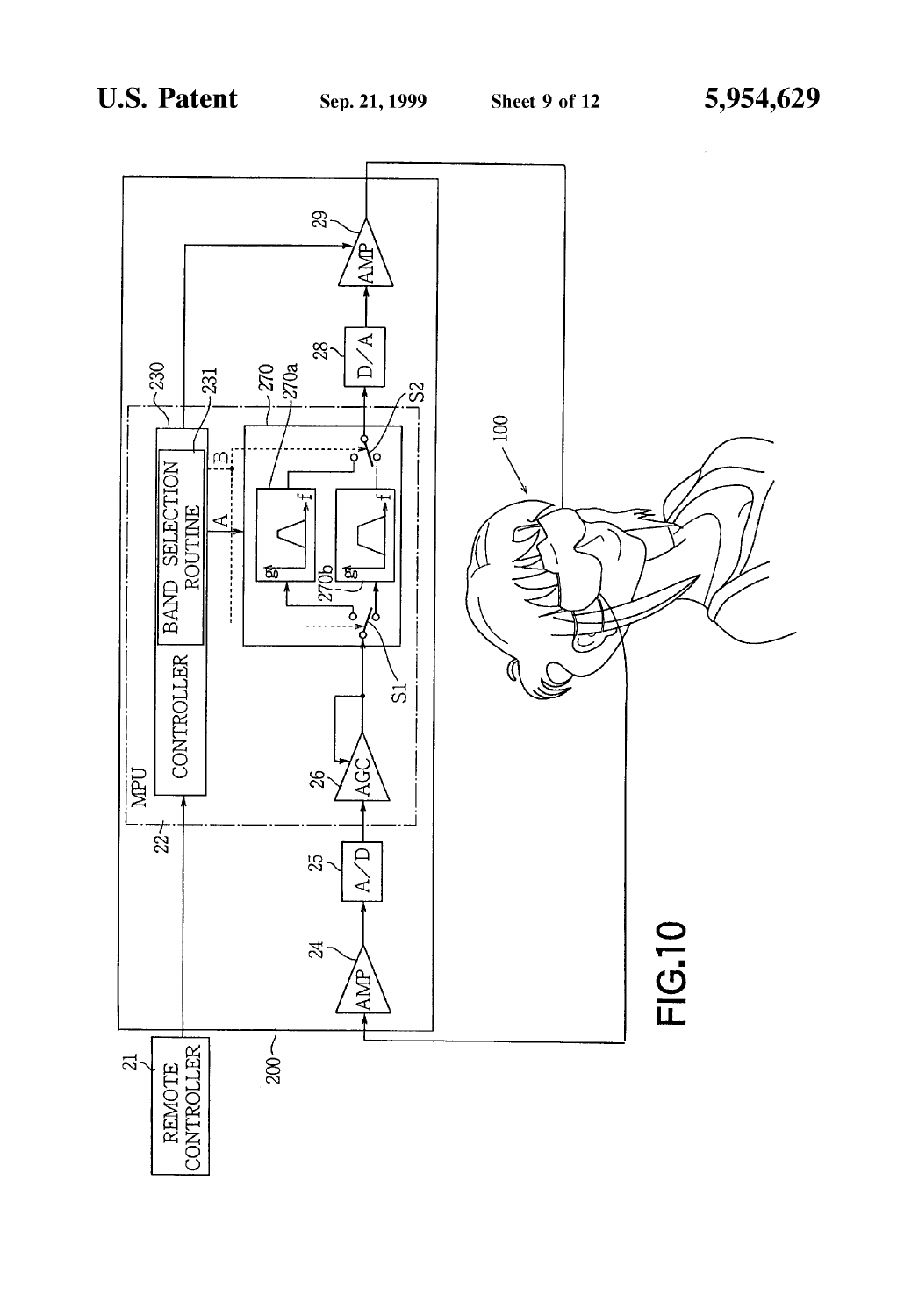FIG.10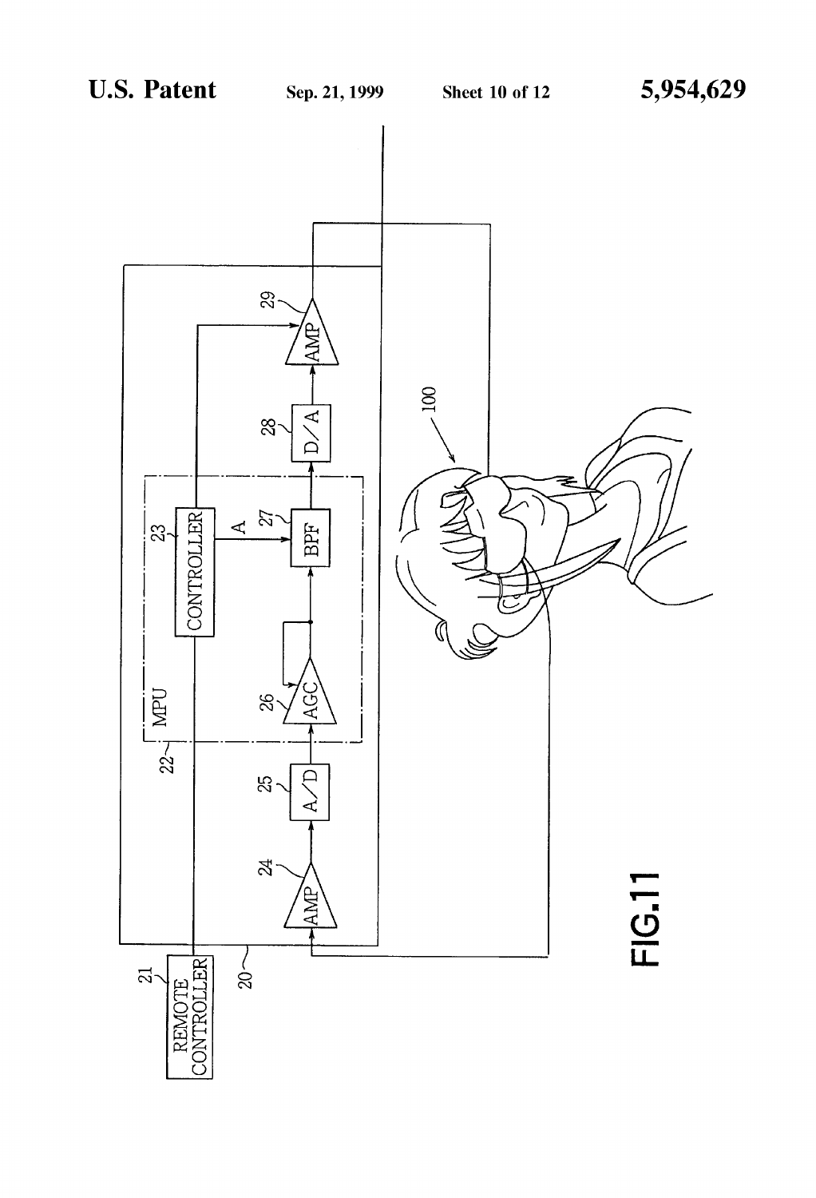FIG.11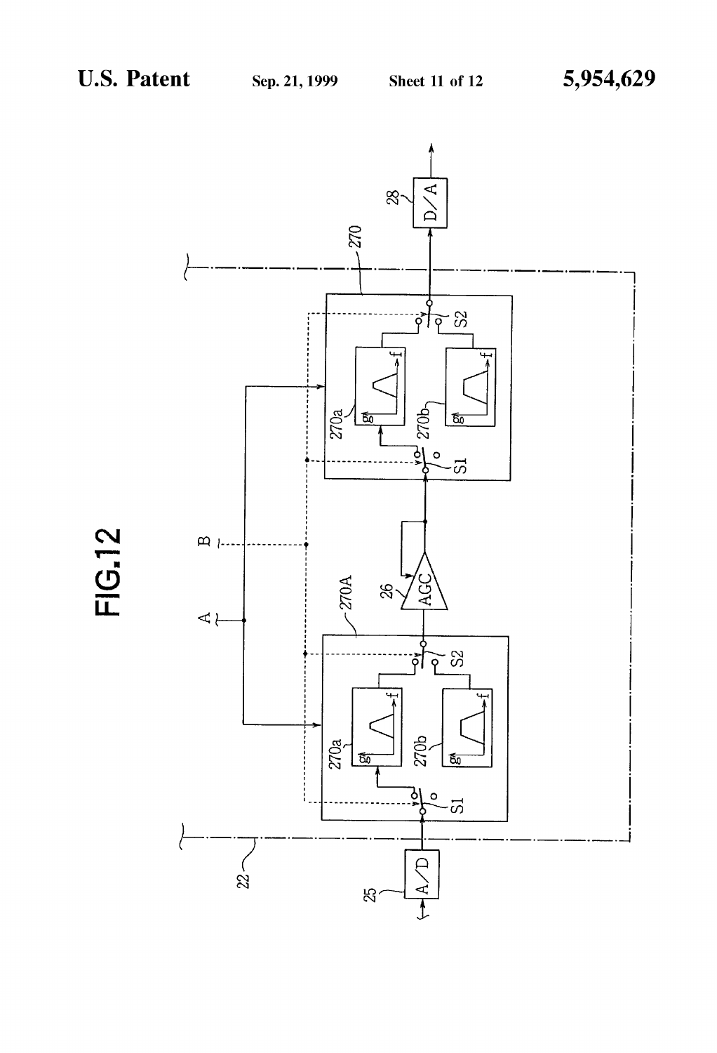FIG.12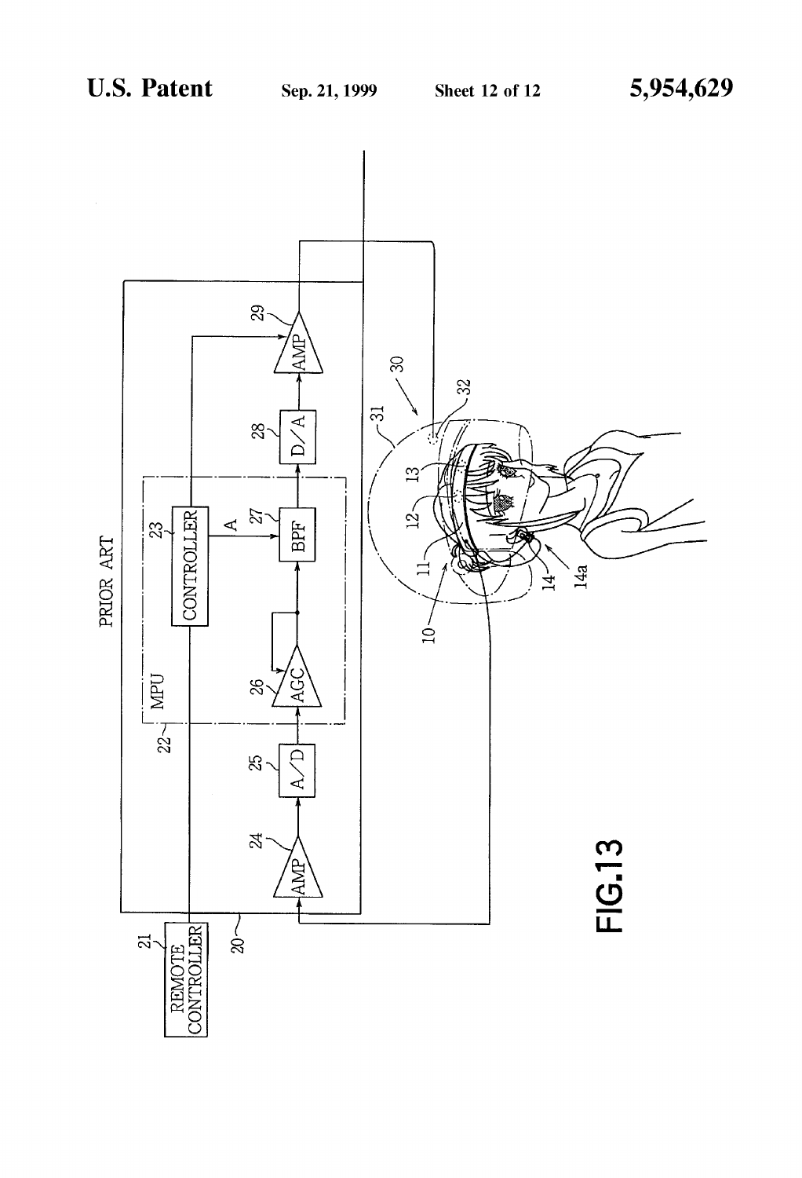PRIOR ART

REMOTE CONTROLLER 21

20

MPU 22

CONTROLLER 23

A

AMP 24

A/D 25

AGC 26

BPF 27

D/A 28

AMP 29

30

31

32

10

11

12

13

14

14a

FIG.13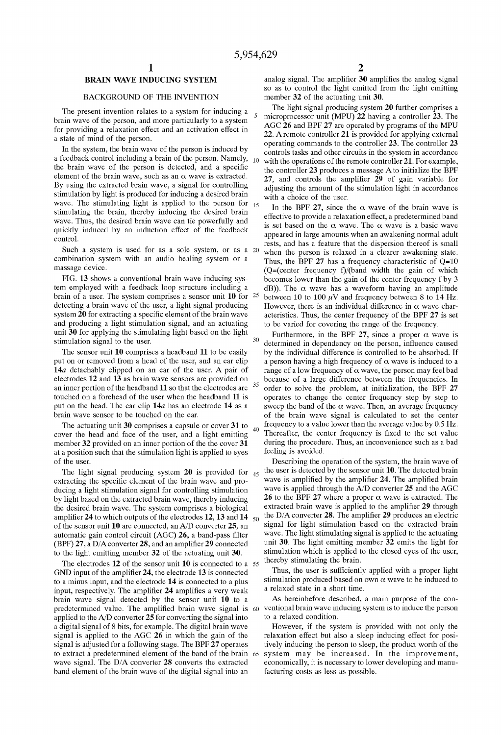# BRAIN WAVE INDUCING SYSTEM

## BACKGROUND OF THE INVENTION

The present invention relates to a system for inducing a brain wave of the person, and more particularly to a system for providing a relaxation effect and an activation effect in a state of mind of the person.

In the system, the brain wave of the person is induced by a feedback control including a brain of the person. Namely, the brain wave of the person is detected, and a specific element of the brain wave, such as an α wave is extracted. By using the extracted brain wave, a signal for controlling stimulation by light is produced for inducing a desired brain wave. The stimulating light is applied to the person for stimulating the brain, thereby inducing the desired brain wave. Thus, the desired brain wave can tie powerfully and quickly induced by an induction effect of the feedback control.

Such a system is used for as a sole system, or as a combination system with an audio healing system or a massage device.

FIG. 13 shows a conventional brain wave inducing system employed with a feedback loop structure including a brain of a user. The system comprises a sensor unit **10** for detecting a brain wave of the user, a light signal producing system **20** for extracting a specific element of the brain wave and producing a light stimulation signal, and an actuating unit **30** for applying the stimulating light based on the light stimulation signal to the user.

The sensor unit **10** comprises a headband **11** to be easily put on or removed from a head of the user, and an ear clip **14***a* detachably clipped on an ear of the user. A pair of electrodes **12** and **13** as brain wave sensors are provided on an inner portion of the headband **11** so that the electrodes are touched on a forehead of the user when the headband **11** is put on the head. The ear clip **14***a* has an electrode **14** as a brain wave sensor to be touched on the ear.

The actuating unit **30** comprises a capsule or cover **31** to cover the head and face of the user, and a light emitting member **32** provided on an inner portion of the the cover **31** at a position such that the stimulation light is applied to eyes of the user.

The light signal producing system **20** is provided for extracting the specific element of the brain wave and producing a light stimulation signal for controlling stimulation by light based on the extracted brain wave, thereby inducing the desired brain wave. The system comprises a biological amplifier **24** to which outputs of the electrodes **12**, **13** and **14** of the sensor unit **10** are connected, an A/D converter **25**, an automatic gain control circuit (AGC) **26**, a band-pass filter (BPF) **27**, a D/A converter **28**, and an amplifier **29** connected to the light emitting member **32** of the actuating unit **30**.

The electrodes **12** of the sensor unit **10** is connected to a GND input of the amplifier **24**, the electrode **13** is connected to a minus input, and the electrode **14** is connected to a plus input, respectively. The amplifier **24** amplifies a very weak brain wave signal detected by the sensor unit **10** to a predetermined value. The amplified brain wave signal is applied to the A/D converter **25** for converting the signal into a digital signal of 8 bits, for example. The digital brain wave signal is applied to the AGC **26** in which the gain of the signal is adjusted for a following stage. The BPF **27** operates to extract a predetermined element of the band of the brain wave signal. The D/A converter **28** converts the extracted band element of the brain wave of the digital signal into an analog signal. The amplifier **30** amplifies the analog signal so as to control the light emitted from the light emitting member **32** of the actuating unit **30**.

The light signal producing system **20** further comprises a microprocessor unit (MPU) **22** having a controller **23**. The AGC **26** and BPF **27** are operated by programs of the MPU **22**. A remote controller **21** is provided for applying external operating commands to the controller **23**. The controller **23** controls tasks and other circuits in the system in accordance with the operations of the remote controller **21**. For example, the controller **23** produces a message A to initialize the BPF **27**, and controls the amplifier **29** of gain variable for adjusting the amount of the stimulation light in accordance with a choice of the user.

In the BPF **27**, since the α wave of the brain wave is effective to provide a relaxation effect, a predetermined band is set based on the α wave. The α wave is a basic wave appeared in large amounts when an awakening normal adult rests, and has a feature that the dispersion thereof is small when the person is relaxed in a clearer awakening state. Thus, the BPF **27** has a frequency characteristic of Q=10 (Q=(center frequency f)/(band width the gain of which becomes lower than the gain of the center frequency f by 3 dB)). The α wave has a waveform having an amplitude between 10 to 100 μV and frequency between 8 to 14 Hz. However, there is an individual difference in α wave characteristics. Thus, the center frequency of the BPF **27** is set to be varied for covering the range of the frequency.

Furthermore, in the BPF **27**, since a proper α wave is determined in dependency on the person, influence caused by the individual difference is controlled to be absorbed. If a person having a high frequency of α wave is induced to a range of a low frequency of α wave, the person may feel bad because of a large difference between the frequencies. In order to solve the problem, at initialization, the BPF **27** operates to change the center frequency step by step to sweep the band of the α wave. Then, an average frequency of the brain wave signal is calculated to set the center frequency to a value lower than the average value by 0.5 Hz. Thereafter, the center frequency is fixed to the set value during the procedure. Thus, an inconvenience such as a bad feeling is avoided.

Describing the operation of the system, the brain wave of the user is detected by the sensor unit **10**. The detected brain wave is amplified by the amplifier **24**. The amplified brain wave is applied through the A/D converter **25** and the AGC **26** to the BPF **27** where a proper α wave is extracted. The extracted brain wave is applied to the amplifier **29** through the D/A converter **28**. The amplifier **29** produces an electric signal for light stimulation based on the extracted brain wave. The light stimulating signal is applied to the actuating unit **30**. The light emitting member **32** emits the light for stimulation which is applied to the closed eyes of the user, thereby stimulating the brain.

Thus, the user is sufficiently applied with a proper light stimulation produced based on own α wave to be induced to a relaxed state in a short time.

As hereinbefore described, a main purpose of the conventional brain wave inducing system is to induce the person to a relaxed condition.

However, if the system is provided with not only the relaxation effect but also a sleep inducing effect for positively inducing the person to sleep, the product worth of the system may be increased. In the improvement, economically, it is necessary to lower developing and manufacturing costs as less as possible.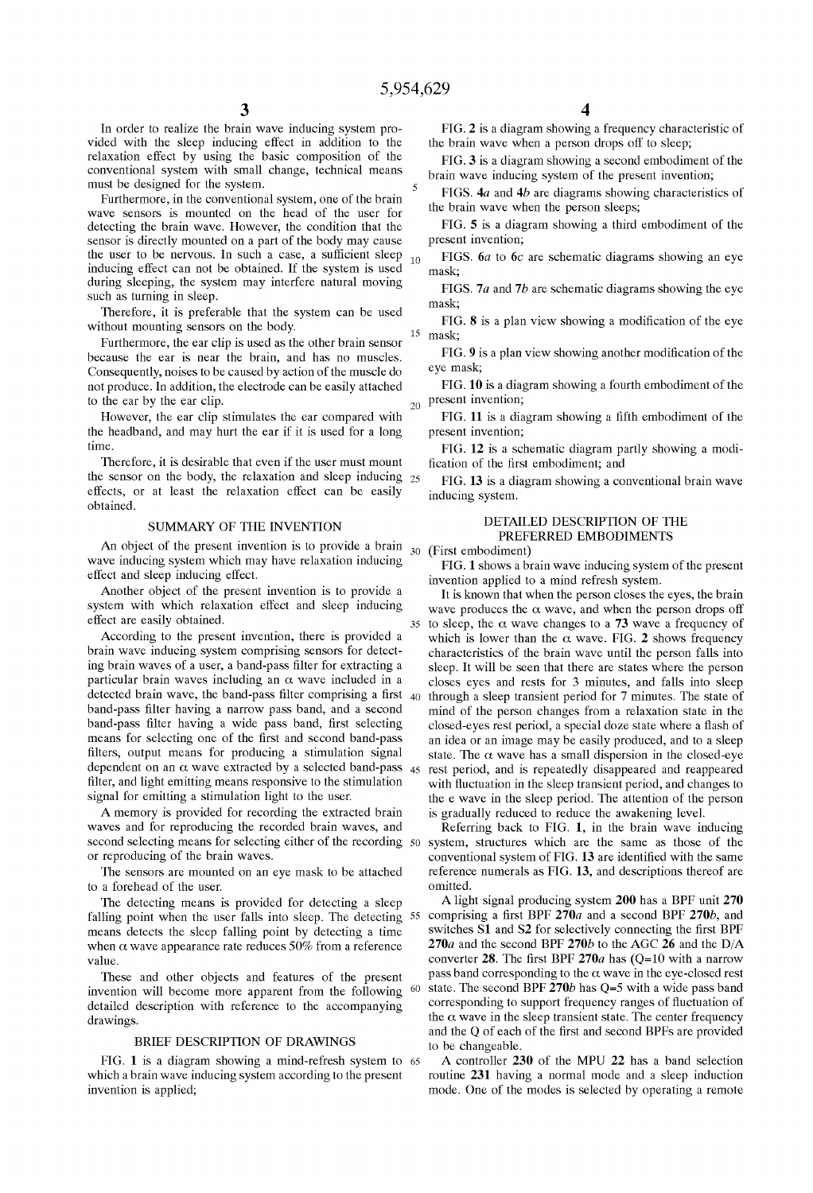In order to realize the brain wave inducing system provided with the sleep inducing effect in addition to the relaxation effect by using the basic composition of the conventional system with small change, technical means must be designed for the system.

Furthermore, in the conventional system, one of the brain wave sensors is mounted on the head of the user for detecting the brain wave. However, the condition that the sensor is directly mounted on a part of the body may cause the user to be nervous. In such a case, a sufficient sleep inducing effect can not be obtained. If the system is used during sleeping, the system may interfere natural moving such as turning in sleep.

Therefore, it is preferable that the system can be used without mounting sensors on the body.

Furthermore, the ear clip is used as the other brain sensor because the ear is near the brain, and has no muscles. Consequently, noises to be caused by action of the muscle do not produce. In addition, the electrode can be easily attached to the ear by the ear clip.

However, the ear clip stimulates the ear compared with the headband, and may hurt the ear if it is used for a long time.

Therefore, it is desirable that even if the user must mount the sensor on the body, the relaxation and sleep inducing effects, or at least the relaxation effect can be easily obtained.

## SUMMARY OF THE INVENTION

An object of the present invention is to provide a brain wave inducing system which may have relaxation inducing effect and sleep inducing effect.

Another object of the present invention is to provide a system with which relaxation effect and sleep inducing effect are easily obtained.

According to the present invention, there is provided a brain wave inducing system comprising sensors for detecting brain waves of a user, a band-pass filter for extracting a particular brain waves including an α wave included in a detected brain wave, the band-pass filter comprising a first band-pass filter having a narrow pass band, and a second band-pass filter having a wide pass band, first selecting means for selecting one of the first and second band-pass filters, output means for producing a stimulation signal dependent on an α wave extracted by a selected band-pass filter, and light emitting means responsive to the stimulation signal for emitting a stimulation light to the user.

A memory is provided for recording the extracted brain waves and for reproducing the recorded brain waves, and second selecting means for selecting either of the recording or reproducing of the brain waves.

The sensors are mounted on an eye mask to be attached to a forehead of the user.

The detecting means is provided for detecting a sleep falling point when the user falls into sleep. The detecting means detects the sleep falling point by detecting a time when α wave appearance rate reduces 50% from a reference value.

These and other objects and features of the present invention will become more apparent from the following detailed description with reference to the accompanying drawings.

## BRIEF DESCRIPTION OF DRAWINGS

FIG. **1** is a diagram showing a mind-refresh system to which a brain wave inducing system according to the present invention is applied;

FIG. **2** is a diagram showing a frequency characteristic of the brain wave when a person drops off to sleep;

FIG. **3** is a diagram showing a second embodiment of the brain wave inducing system of the present invention;

FIGS. **4***a* and **4***b* are diagrams showing characteristics of the brain wave when the person sleeps;

FIG. **5** is a diagram showing a third embodiment of the present invention;

FIGS. **6***a* to **6***c* are schematic diagrams showing an eye mask;

FIGS. **7***a* and **7***b* are schematic diagrams showing the eye mask;

FIG. **8** is a plan view showing a modification of the eye mask;

FIG. **9** is a plan view showing another modification of the eye mask;

FIG. **10** is a diagram showing a fourth embodiment of the present invention;

FIG. **11** is a diagram showing a fifth embodiment of the present invention;

FIG. **12** is a schematic diagram partly showing a modification of the first embodiment; and

FIG. **13** is a diagram showing a conventional brain wave inducing system.

## DETAILED DESCRIPTION OF THE PREFERRED EMBODIMENTS

(First embodiment)

FIG. **1** shows a brain wave inducing system of the present invention applied to a mind refresh system.

It is known that when the person closes the eyes, the brain wave produces the α wave, and when the person drops off to sleep, the α wave changes to a **73** wave a frequency of which is lower than the α wave. FIG. **2** shows frequency characteristics of the brain wave until the person falls into sleep. It will be seen that there are states where the person closes eyes and rests for 3 minutes, and falls into sleep through a sleep transient period for 7 minutes. The state of mind of the person changes from a relaxation state in the closed-eyes rest period, a special doze state where a flash of an idea or an image may be easily produced, and to a sleep state. The α wave has a small dispersion in the closed-eye rest period, and is repeatedly disappeared and reappeared with fluctuation in the sleep transient period, and changes to the e wave in the sleep period. The attention of the person is gradually reduced to reduce the awakening level.

Referring back to FIG. **1**, in the brain wave inducing system, structures which are the same as those of the conventional system of FIG. **13** are identified with the same reference numerals as FIG. **13**, and descriptions thereof are omitted.

A light signal producing system **200** has a BPF unit **270** comprising a first BPF **270***a* and a second BPF **270***b*, and switches **S1** and **S2** for selectively connecting the first BPF **270***a* and the second BPF **270***b* to the AGC **26** and the D/A converter **28**. The first BPF **270***a* has (Q=10 with a narrow pass band corresponding to the α wave in the eye-closed rest state. The second BPF **270***b* has Q=5 with a wide pass band corresponding to support frequency ranges of fluctuation of the α wave in the sleep transient state. The center frequency and the Q of each of the first and second BPFs are provided to be changeable.

A controller **230** of the MPU **22** has a band selection routine **231** having a normal mode and a sleep induction mode. One of the modes is selected by operating a remote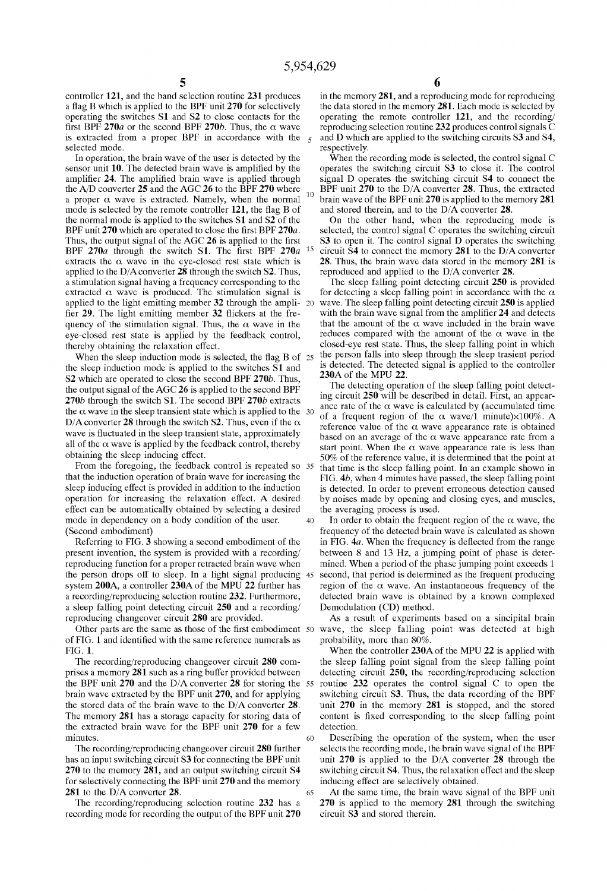controller 121, and the band selection routine 231 produces a flag B which is applied to the BPF unit 270 for selectively operating the switches S1 and S2 to close contacts for the first BPF 270*a* or the second BPF 270*b*. Thus, the $\alpha$ wave is extracted from a proper BPF in accordance with the selected mode.

In operation, the brain wave of the user is detected by the sensor unit 10. The detected brain wave is amplified by the amplifier 24. The amplified brain wave is applied through the A/D converter 25 and the AGC 26 to the BPF 270 where a proper $\alpha$ wave is extracted. Namely, when the normal mode is selected by the remote controller 121, the flag B of the normal mode is applied to the switches S1 and S2 of the BPF unit 270 which are operated to close the first BPF 270*a*. Thus, the output signal of the AGC 26 is applied to the first BPF 270*a* through the switch S1. The first BPF 270*a* extracts the $\alpha$ wave in the eye-closed rest state which is applied to the D/A converter 28 through the switch S2. Thus, a stimulation signal having a frequency corresponding to the extracted $\alpha$ wave is produced. The stimulation signal is applied to the light emitting member 32 through the amplifier 29. The light emitting member 32 flickers at the frequency of the stimulation signal. Thus, the $\alpha$ wave in the eye-closed rest state is applied by the feedback control, thereby obtaining the relaxation effect.

When the sleep induction mode is selected, the flag B of the sleep induction mode is applied to the switches S1 and S2 which are operated to close the second BPF 270*b*. Thus, the output signal of the AGC 26 is applied to the second BPF 270*b* through the switch S1. The second BPF 270*b* extracts the $\alpha$ wave in the sleep transient state which is applied to the D/A converter 28 through the switch S2. Thus, even if the $\alpha$ wave is fluctuated in the sleep transient state, approximately all of the $\alpha$ wave is applied by the feedback control, thereby obtaining the sleep inducing effect.

From the foregoing, the feedback control is repeated so that the induction operation of brain wave for increasing the sleep inducing effect is provided in addition to the induction operation for increasing the relaxation effect. A desired effect can be automatically obtained by selecting a desired mode in dependency on a body condition of the user.

(Second embodiment)

Referring to FIG. 3 showing a second embodiment of the present invention, the system is provided with a recording/reproducing function for a proper retracted brain wave when the person drops off to sleep. In a light signal producing system 200A, a controller 230A of the MPU 22 further has a recording/reproducing selection routine 232. Furthermore, a sleep falling point detecting circuit 250 and a recording/reproducing changeover circuit 280 are provided.

Other parts are the same as those of the first embodiment of FIG. 1 and identified with the same reference numerals as FIG. 1.

The recording/reproducing changeover circuit 280 comprises a memory 281 such as a ring buffer provided between the BPF unit 270 and the D/A converter 28 for storing the brain wave extracted by the BPF unit 270, and for applying the stored data of the brain wave to the D/A converter 28. The memory 281 has a storage capacity for storing data of the extracted brain wave for the BPF unit 270 for a few minutes.

The recording/reproducing changeover circuit 280 further has an input switching circuit S3 for connecting the BPF unit 270 to the memory 281, and an output switching circuit S4 for selectively connecting the BPF unit 270 and the memory 281 to the D/A converter 28.

The recording/reproducing selection routine 232 has a recording mode for recording the output of the BPF unit 270 in the memory 281, and a reproducing mode for reproducing the data stored in the memory 281. Each mode is selected by operating the remote controller 121, and the recording/reproducing selection routine 232 produces control signals C and D which are applied to the switching circuits S3 and S4, respectively.

When the recording mode is selected, the control signal C operates the switching circuit S3 to close it. The control signal D operates the switching circuit S4 to connect the BPF unit 270 to the D/A converter 28. Thus, the extracted brain wave of the BPF unit 270 is applied to the memory 281 and stored therein, and to the D/A converter 28.

On the other hand, when the reproducing mode is selected, the control signal C operates the switching circuit S3 to open it. The control signal D operates the switching circuit S4 to connect the memory 281 to the D/A converter 28. Thus, the brain wave data stored in the memory 281 is reproduced and applied to the D/A converter 28.

The sleep falling point detecting circuit 250 is provided for detecting a sleep falling point in accordance with the $\alpha$ wave. The sleep falling point detecting circuit 250 is applied with the brain wave signal from the amplifier 24 and detects that the amount of the $\alpha$ wave included in the brain wave reduces compared with the amount of the $\alpha$ wave in the closed-eye rest state. Thus, the sleep falling point in which the person falls into sleep through the sleep trasient period is detected. The detected signal is applied to the controller 230A of the MPU 22.

The detecting operation of the sleep falling point detecting circuit 250 will be described in detail. First, an appearance rate of the $\alpha$ wave is calculated by (accumulated time of a frequent region of the $\alpha$ wave/1 minute)$\times$100%. A reference value of the $\alpha$ wave appearance rate is obtained based on an average of the $\alpha$ wave appearance rate from a start point. When the $\alpha$ wave appearance rate is less than 50% of the reference value, it is determined that the point at that time is the sleep falling point. In an example shown in FIG. 4*b*, when 4 minutes have passed, the sleep falling point is detected. In order to prevent erroneous detection caused by noises made by opening and closing eyes, and muscles, the averaging process is used.

In order to obtain the frequent region of the $\alpha$ wave, the frequency of the detected brain wave is calculated as shown in FIG. 4*a*. When the frequency is deflected from the range between 8 and 13 Hz, a jumping point of phase is determined. When a period of the phase jumping point exceeds 1 second, that period is determined as the frequent producing region of the $\alpha$ wave. An instantaneous frequency of the detected brain wave is obtained by a known complexed Demodulation (CD) method.

As a result of experiments based on a sincipital brain wave, the sleep falling point was detected at high probability, more than 80%.

When the controller 230A of the MPU 22 is applied with the sleep falling point signal from the sleep falling point detecting circuit 250, the recording/reproducing selection routine 232 operates the control signal C to open the switching circuit S3. Thus, the data recording of the BPF unit 270 in the memory 281 is stopped, and the stored content is fixed corresponding to the sleep falling point detection.

Describing the operation of the system, when the user selects the recording mode, the brain wave signal of the BPF unit 270 is applied to the D/A converter 28 through the switching circuit S4. Thus, the relaxation effect and the sleep inducing effect are selectively obtained.

At the same time, the brain wave signal of the BPF unit 270 is applied to the memory 281 through the switching circuit S3 and stored therein.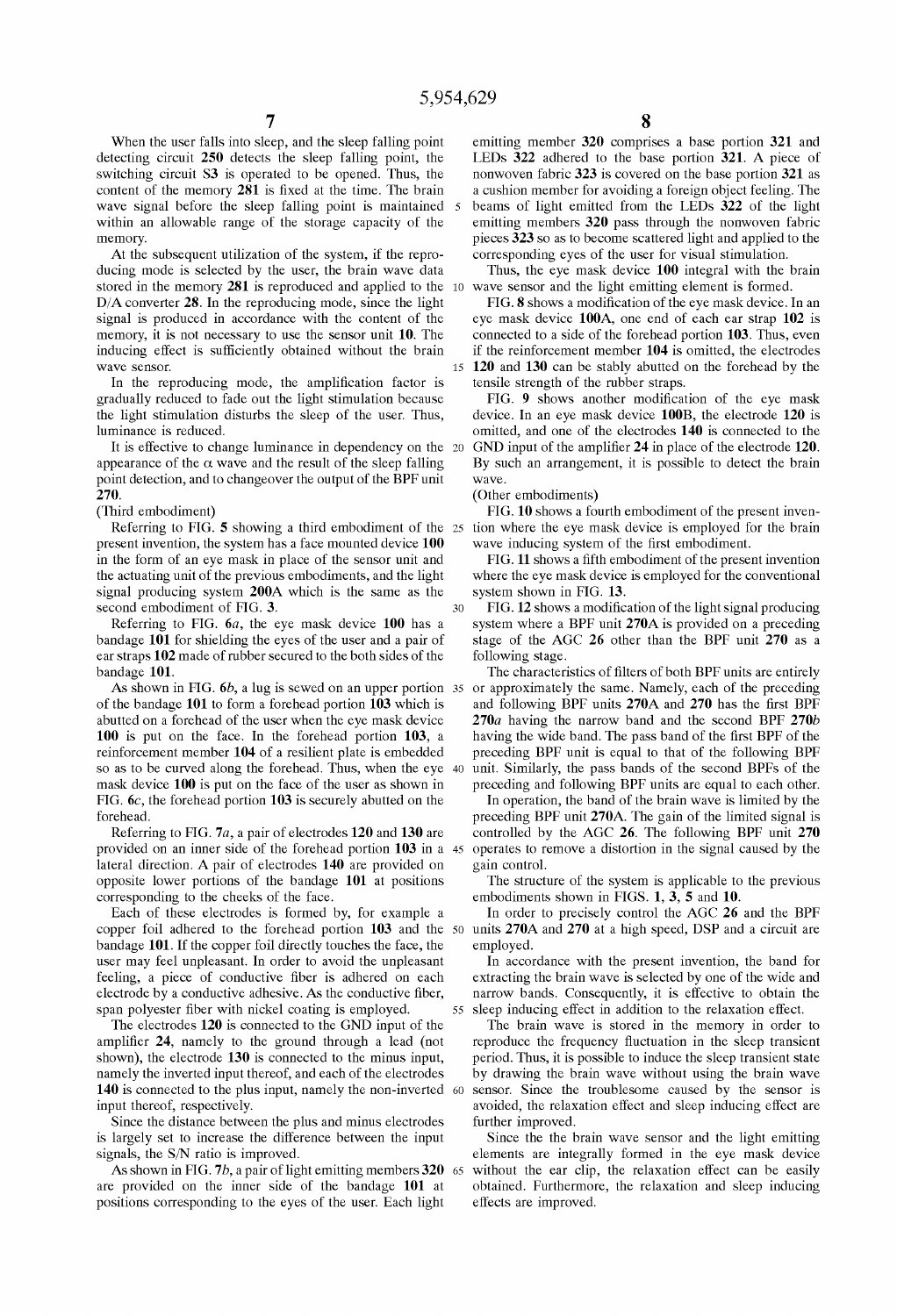When the user falls into sleep, and the sleep falling point detecting circuit **250** detects the sleep falling point, the switching circuit **S3** is operated to be opened. Thus, the content of the memory **281** is fixed at the time. The brain wave signal before the sleep falling point is maintained within an allowable range of the storage capacity of the memory.

At the subsequent utilization of the system, if the reproducing mode is selected by the user, the brain wave data stored in the memory **281** is reproduced and applied to the D/A converter **28**. In the reproducing mode, since the light signal is produced in accordance with the content of the memory, it is not necessary to use the sensor unit **10**. The inducing effect is sufficiently obtained without the brain wave sensor.

In the reproducing mode, the amplification factor is gradually reduced to fade out the light stimulation because the light stimulation disturbs the sleep of the user. Thus, luminance is reduced.

It is effective to change luminance in dependency on the appearance of the $\alpha$ wave and the result of the sleep falling point detection, and to changeover the output of the BPF unit **270**.

(Third embodiment)

Referring to FIG. **5** showing a third embodiment of the present invention, the system has a face mounted device **100** in the form of an eye mask in place of the sensor unit and the actuating unit of the previous embodiments, and the light signal producing system **200A** which is the same as the second embodiment of FIG. **3**.

Referring to FIG. **6***a*, the eye mask device **100** has a bandage **101** for shielding the eyes of the user and a pair of ear straps **102** made of rubber secured to the both sides of the bandage **101**.

As shown in FIG. **6***b*, a lug is sewed on an upper portion of the bandage **101** to form a forehead portion **103** which is abutted on a forehead of the user when the eye mask device **100** is put on the face. In the forehead portion **103**, a reinforcement member **104** of a resilient plate is embedded so as to be curved along the forehead. Thus, when the eye mask device **100** is put on the face of the user as shown in FIG. **6***c*, the forehead portion **103** is securely abutted on the forehead.

Referring to FIG. **7***a*, a pair of electrodes **120** and **130** are provided on an inner side of the forehead portion **103** in a lateral direction. A pair of electrodes **140** are provided on opposite lower portions of the bandage **101** at positions corresponding to the cheeks of the face.

Each of these electrodes is formed by, for example a copper foil adhered to the forehead portion **103** and the bandage **101**. If the copper foil directly touches the face, the user may feel unpleasant. In order to avoid the unpleasant feeling, a piece of conductive fiber is adhered on each electrode by a conductive adhesive. As the conductive fiber, span polyester fiber with nickel coating is employed.

The electrodes **120** is connected to the GND input of the amplifier **24**, namely to the ground through a lead (not shown), the electrode **130** is connected to the minus input, namely the inverted input thereof, and each of the electrodes **140** is connected to the plus input, namely the non-inverted input thereof, respectively.

Since the distance between the plus and minus electrodes is largely set to increase the difference between the input signals, the S/N ratio is improved.

As shown in FIG. **7***b*, a pair of light emitting members **320** are provided on the inner side of the bandage **101** at positions corresponding to the eyes of the user. Each light emitting member **320** comprises a base portion **321** and LEDs **322** adhered to the base portion **321**. A piece of nonwoven fabric **323** is covered on the base portion **321** as a cushion member for avoiding a foreign object feeling. The beams of light emitted from the LEDs **322** of the light emitting members **320** pass through the nonwoven fabric pieces **323** so as to become scattered light and applied to the corresponding eyes of the user for visual stimulation.

Thus, the eye mask device **100** integral with the brain wave sensor and the light emitting element is formed.

FIG. **8** shows a modification of the eye mask device. In an eye mask device **100A**, one end of each ear strap **102** is connected to a side of the forehead portion **103**. Thus, even if the reinforcement member **104** is omitted, the electrodes **120** and **130** can be stably abutted on the forehead by the tensile strength of the rubber straps.

FIG. **9** shows another modification of the eye mask device. In an eye mask device **100B**, the electrode **120** is omitted, and one of the electrodes **140** is connected to the GND input of the amplifier **24** in place of the electrode **120**. By such an arrangement, it is possible to detect the brain wave.

(Other embodiments)

FIG. **10** shows a fourth embodiment of the present invention where the eye mask device is employed for the brain wave inducing system of the first embodiment.

FIG. **11** shows a fifth embodiment of the present invention where the eye mask device is employed for the conventional system shown in FIG. **13**.

FIG. **12** shows a modification of the light signal producing system where a BPF unit **270A** is provided on a preceding stage of the AGC **26** other than the BPF unit **270** as a following stage.

The characteristics of filters of both BPF units are entirely or approximately the same. Namely, each of the preceding and following BPF units **270A** and **270** has the first BPF **270***a* having the narrow band and the second BPF **270***b* having the wide band. The pass band of the first BPF of the preceding BPF unit is equal to that of the following BPF unit. Similarly, the pass bands of the second BPFs of the preceding and following BPF units are equal to each other.

In operation, the band of the brain wave is limited by the preceding BPF unit **270A**. The gain of the limited signal is controlled by the AGC **26**. The following BPF unit **270** operates to remove a distortion in the signal caused by the gain control.

The structure of the system is applicable to the previous embodiments shown in FIGS. **1**, **3**, **5** and **10**.

In order to precisely control the AGC **26** and the BPF units **270A** and **270** at a high speed, DSP and a circuit are employed.

In accordance with the present invention, the band for extracting the brain wave is selected by one of the wide and narrow bands. Consequently, it is effective to obtain the sleep inducing effect in addition to the relaxation effect.

The brain wave is stored in the memory in order to reproduce the frequency fluctuation in the sleep transient period. Thus, it is possible to induce the sleep transient state by drawing the brain wave without using the brain wave sensor. Since the troublesome caused by the sensor is avoided, the relaxation effect and sleep inducing effect are further improved.

Since the the brain wave sensor and the light emitting elements are integrally formed in the eye mask device without the ear clip, the relaxation effect can be easily obtained. Furthermore, the relaxation and sleep inducing effects are improved.